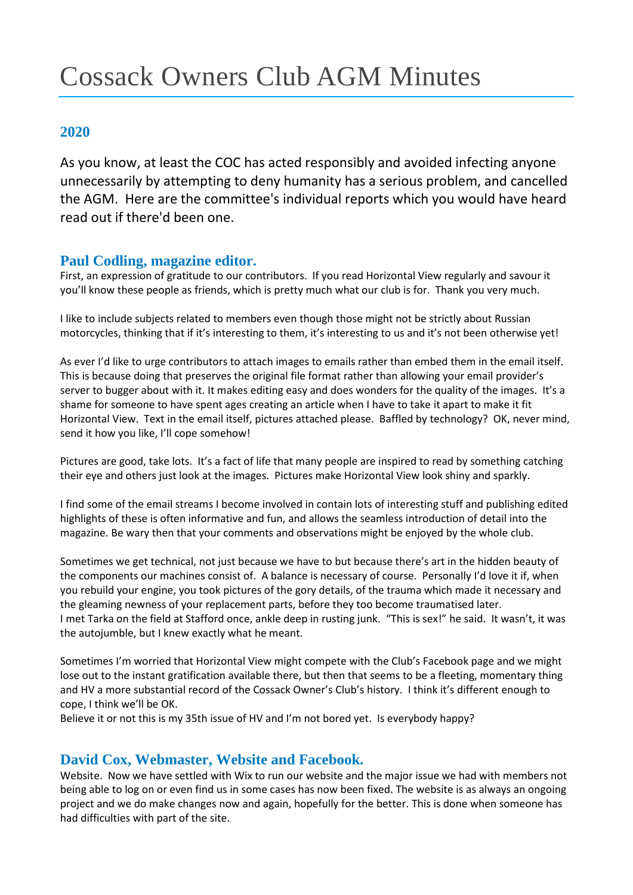# Cossack Owners Club AGM Minutes

## 2020

As you know, at least the COC has acted responsibly and avoided infecting anyone unnecessarily by attempting to deny humanity has a serious problem, and cancelled the AGM. Here are the committee's individual reports which you would have heard read out if there'd been one.

### Paul Codling, magazine editor.

First, an expression of gratitude to our contributors. If you read Horizontal View regularly and savour it you'll know these people as friends, which is pretty much what our club is for. Thank you very much.

I like to include subjects related to members even though those might not be strictly about Russian motorcycles, thinking that if it's interesting to them, it's interesting to us and it's not been otherwise yet!

As ever I'd like to urge contributors to attach images to emails rather than embed them in the email itself. This is because doing that preserves the original file format rather than allowing your email provider's server to bugger about with it. It makes editing easy and does wonders for the quality of the images. It's a shame for someone to have spent ages creating an article when I have to take it apart to make it fit Horizontal View. Text in the email itself, pictures attached please. Baffled by technology? OK, never mind, send it how you like, I'll cope somehow!

Pictures are good, take lots. It's a fact of life that many people are inspired to read by something catching their eye and others just look at the images. Pictures make Horizontal View look shiny and sparkly.

I find some of the email streams I become involved in contain lots of interesting stuff and publishing edited highlights of these is often informative and fun, and allows the seamless introduction of detail into the magazine. Be wary then that your comments and observations might be enjoyed by the whole club.

Sometimes we get technical, not just because we have to but because there's art in the hidden beauty of the components our machines consist of. A balance is necessary of course. Personally I'd love it if, when you rebuild your engine, you took pictures of the gory details, of the trauma which made it necessary and the gleaming newness of your replacement parts, before they too become traumatised later.
I met Tarka on the field at Stafford once, ankle deep in rusting junk. "This is sex!" he said. It wasn't, it was the autojumble, but I knew exactly what he meant.

Sometimes I'm worried that Horizontal View might compete with the Club's Facebook page and we might lose out to the instant gratification available there, but then that seems to be a fleeting, momentary thing and HV a more substantial record of the Cossack Owner's Club's history. I think it's different enough to cope, I think we'll be OK.
Believe it or not this is my 35th issue of HV and I'm not bored yet. Is everybody happy?

### David Cox, Webmaster, Website and Facebook.

Website. Now we have settled with Wix to run our website and the major issue we had with members not being able to log on or even find us in some cases has now been fixed. The website is as always an ongoing project and we do make changes now and again, hopefully for the better. This is done when someone has had difficulties with part of the site.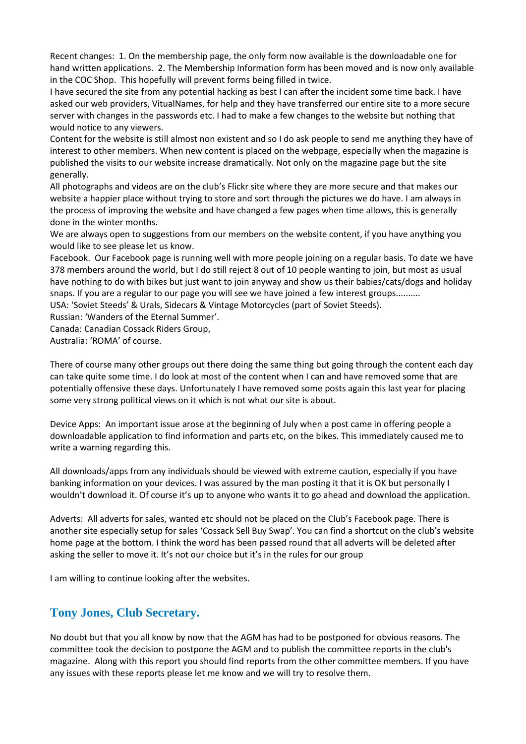Recent changes: 1. On the membership page, the only form now available is the downloadable one for hand written applications. 2. The Membership Information form has been moved and is now only available in the COC Shop. This hopefully will prevent forms being filled in twice.

I have secured the site from any potential hacking as best I can after the incident some time back. I have asked our web providers, VitualNames, for help and they have transferred our entire site to a more secure server with changes in the passwords etc. I had to make a few changes to the website but nothing that would notice to any viewers.

Content for the website is still almost non existent and so I do ask people to send me anything they have of interest to other members. When new content is placed on the webpage, especially when the magazine is published the visits to our website increase dramatically. Not only on the magazine page but the site generally.

All photographs and videos are on the club's Flickr site where they are more secure and that makes our website a happier place without trying to store and sort through the pictures we do have. I am always in the process of improving the website and have changed a few pages when time allows, this is generally done in the winter months.

We are always open to suggestions from our members on the website content, if you have anything you would like to see please let us know.

Facebook. Our Facebook page is running well with more people joining on a regular basis. To date we have 378 members around the world, but I do still reject 8 out of 10 people wanting to join, but most as usual have nothing to do with bikes but just want to join anyway and show us their babies/cats/dogs and holiday snaps. If you are a regular to our page you will see we have joined a few interest groups..........

USA: 'Soviet Steeds' & Urals, Sidecars & Vintage Motorcycles (part of Soviet Steeds).

Russian: 'Wanders of the Eternal Summer'.

Canada: Canadian Cossack Riders Group,

Australia: 'ROMA' of course.

There of course many other groups out there doing the same thing but going through the content each day can take quite some time. I do look at most of the content when I can and have removed some that are potentially offensive these days. Unfortunately I have removed some posts again this last year for placing some very strong political views on it which is not what our site is about.

Device Apps: An important issue arose at the beginning of July when a post came in offering people a downloadable application to find information and parts etc, on the bikes. This immediately caused me to write a warning regarding this.

All downloads/apps from any individuals should be viewed with extreme caution, especially if you have banking information on your devices. I was assured by the man posting it that it is OK but personally I wouldn't download it. Of course it's up to anyone who wants it to go ahead and download the application.

Adverts: All adverts for sales, wanted etc should not be placed on the Club's Facebook page. There is another site especially setup for sales 'Cossack Sell Buy Swap'. You can find a shortcut on the club's website home page at the bottom. I think the word has been passed round that all adverts will be deleted after asking the seller to move it. It's not our choice but it's in the rules for our group

I am willing to continue looking after the websites.

## Tony Jones, Club Secretary.

No doubt but that you all know by now that the AGM has had to be postponed for obvious reasons. The committee took the decision to postpone the AGM and to publish the committee reports in the club's magazine. Along with this report you should find reports from the other committee members. If you have any issues with these reports please let me know and we will try to resolve them.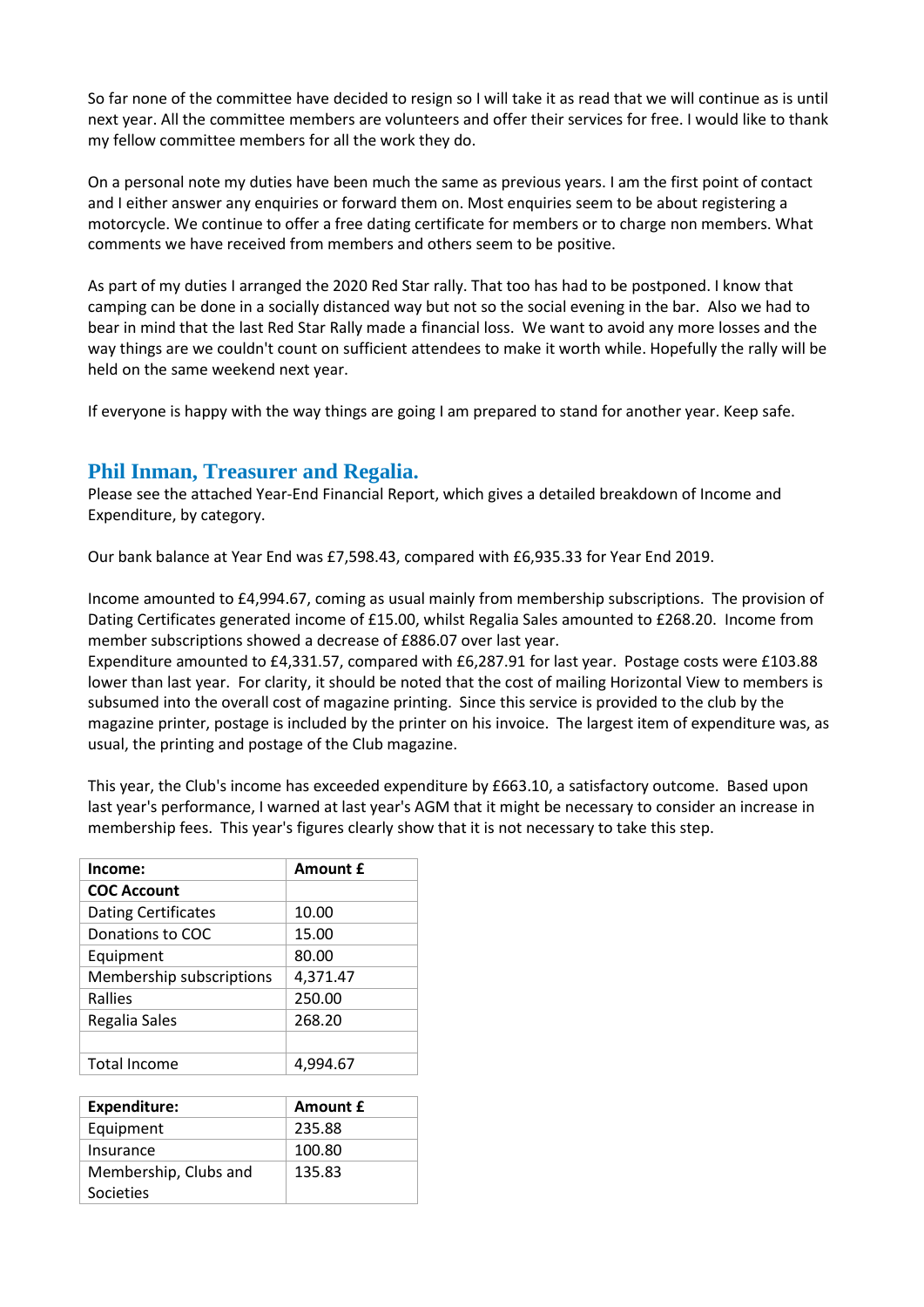So far none of the committee have decided to resign so I will take it as read that we will continue as is until next year. All the committee members are volunteers and offer their services for free. I would like to thank my fellow committee members for all the work they do.

On a personal note my duties have been much the same as previous years. I am the first point of contact and I either answer any enquiries or forward them on. Most enquiries seem to be about registering a motorcycle. We continue to offer a free dating certificate for members or to charge non members. What comments we have received from members and others seem to be positive.

As part of my duties I arranged the 2020 Red Star rally. That too has had to be postponed. I know that camping can be done in a socially distanced way but not so the social evening in the bar. Also we had to bear in mind that the last Red Star Rally made a financial loss. We want to avoid any more losses and the way things are we couldn't count on sufficient attendees to make it worth while. Hopefully the rally will be held on the same weekend next year.

If everyone is happy with the way things are going I am prepared to stand for another year. Keep safe.

## Phil Inman, Treasurer and Regalia.

Please see the attached Year-End Financial Report, which gives a detailed breakdown of Income and Expenditure, by category.

Our bank balance at Year End was £7,598.43, compared with £6,935.33 for Year End 2019.

Income amounted to £4,994.67, coming as usual mainly from membership subscriptions. The provision of Dating Certificates generated income of £15.00, whilst Regalia Sales amounted to £268.20. Income from member subscriptions showed a decrease of £886.07 over last year.
Expenditure amounted to £4,331.57, compared with £6,287.91 for last year. Postage costs were £103.88 lower than last year. For clarity, it should be noted that the cost of mailing Horizontal View to members is subsumed into the overall cost of magazine printing. Since this service is provided to the club by the magazine printer, postage is included by the printer on his invoice. The largest item of expenditure was, as usual, the printing and postage of the Club magazine.

This year, the Club's income has exceeded expenditure by £663.10, a satisfactory outcome. Based upon last year's performance, I warned at last year's AGM that it might be necessary to consider an increase in membership fees. This year's figures clearly show that it is not necessary to take this step.

| **Income:** | **Amount £** |
|---|---|
| **COC Account** | |
| Dating Certificates | 10.00 |
| Donations to COC | 15.00 |
| Equipment | 80.00 |
| Membership subscriptions | 4,371.47 |
| Rallies | 250.00 |
| Regalia Sales | 268.20 |
| | |
| Total Income | 4,994.67 |

| **Expenditure:** | **Amount £** |
|---|---|
| Equipment | 235.88 |
| Insurance | 100.80 |
| Membership, Clubs and Societies | 135.83 |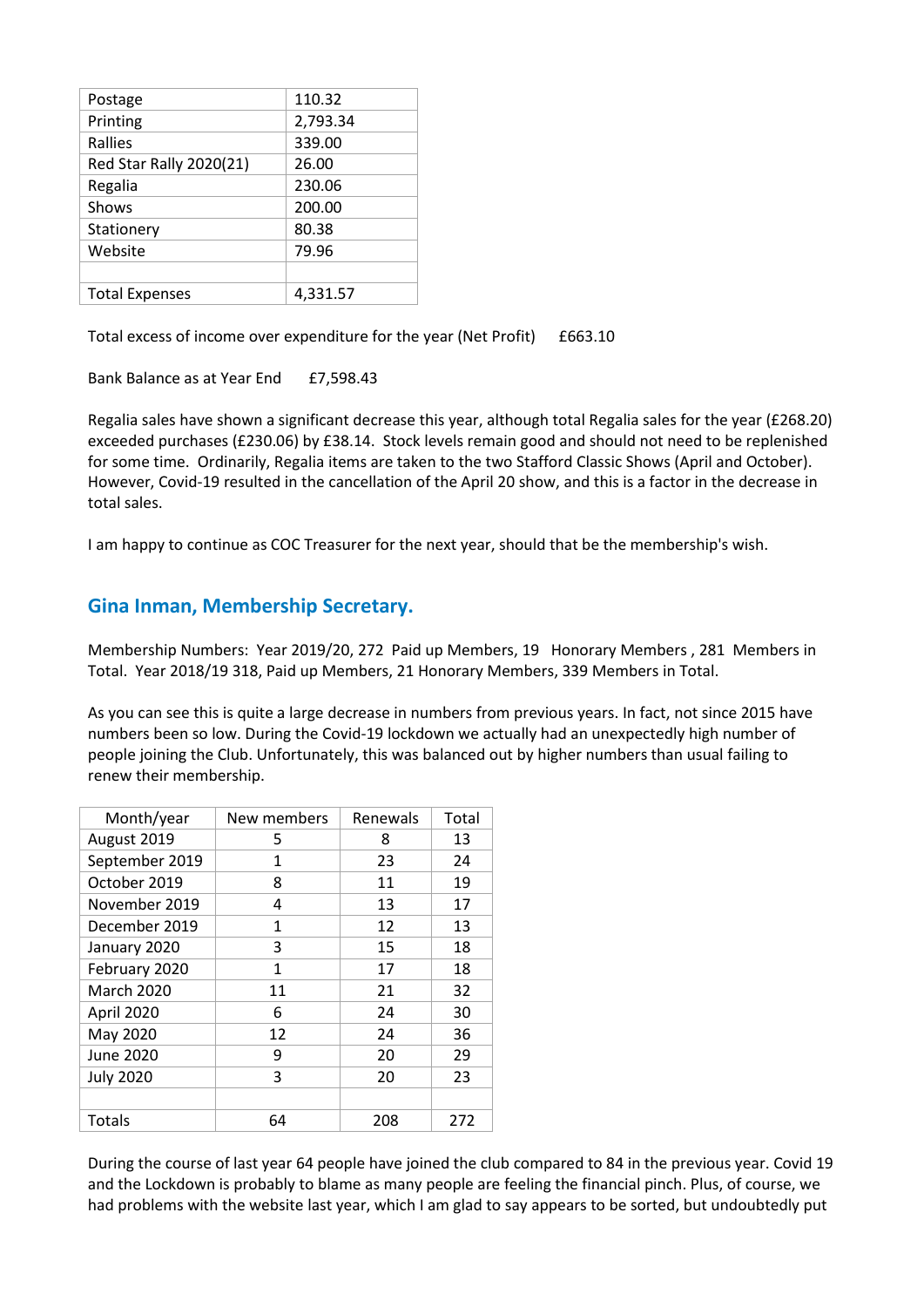| Postage | 110.32 |
| --- | --- |
| Printing | 2,793.34 |
| Rallies | 339.00 |
| Red Star Rally 2020(21) | 26.00 |
| Regalia | 230.06 |
| Shows | 200.00 |
| Stationery | 80.38 |
| Website | 79.96 |
| | |
| Total Expenses | 4,331.57 |

Total excess of income over expenditure for the year (Net Profit) £663.10

Bank Balance as at Year End £7,598.43

Regalia sales have shown a significant decrease this year, although total Regalia sales for the year (£268.20) exceeded purchases (£230.06) by £38.14. Stock levels remain good and should not need to be replenished for some time. Ordinarily, Regalia items are taken to the two Stafford Classic Shows (April and October). However, Covid-19 resulted in the cancellation of the April 20 show, and this is a factor in the decrease in total sales.

I am happy to continue as COC Treasurer for the next year, should that be the membership's wish.

## Gina Inman, Membership Secretary.

Membership Numbers: Year 2019/20, 272 Paid up Members, 19 Honorary Members , 281 Members in Total. Year 2018/19 318, Paid up Members, 21 Honorary Members, 339 Members in Total.

As you can see this is quite a large decrease in numbers from previous years. In fact, not since 2015 have numbers been so low. During the Covid-19 lockdown we actually had an unexpectedly high number of people joining the Club. Unfortunately, this was balanced out by higher numbers than usual failing to renew their membership.

| Month/year | New members | Renewals | Total |
| --- | --- | --- | --- |
| August 2019 | 5 | 8 | 13 |
| September 2019 | 1 | 23 | 24 |
| October 2019 | 8 | 11 | 19 |
| November 2019 | 4 | 13 | 17 |
| December 2019 | 1 | 12 | 13 |
| January 2020 | 3 | 15 | 18 |
| February 2020 | 1 | 17 | 18 |
| March 2020 | 11 | 21 | 32 |
| April 2020 | 6 | 24 | 30 |
| May 2020 | 12 | 24 | 36 |
| June 2020 | 9 | 20 | 29 |
| July 2020 | 3 | 20 | 23 |
| | | | |
| Totals | 64 | 208 | 272 |

During the course of last year 64 people have joined the club compared to 84 in the previous year. Covid 19 and the Lockdown is probably to blame as many people are feeling the financial pinch. Plus, of course, we had problems with the website last year, which I am glad to say appears to be sorted, but undoubtedly put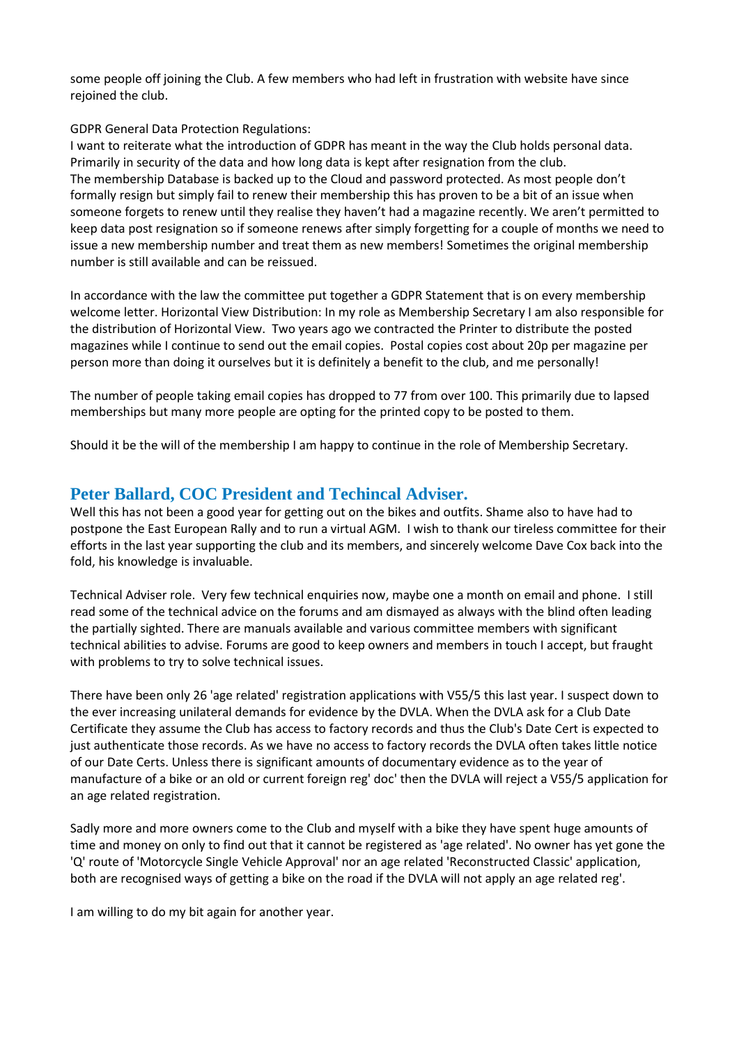some people off joining the Club. A few members who had left in frustration with website have since rejoined the club.

GDPR General Data Protection Regulations:
I want to reiterate what the introduction of GDPR has meant in the way the Club holds personal data. Primarily in security of the data and how long data is kept after resignation from the club.
The membership Database is backed up to the Cloud and password protected. As most people don't formally resign but simply fail to renew their membership this has proven to be a bit of an issue when someone forgets to renew until they realise they haven't had a magazine recently. We aren't permitted to keep data post resignation so if someone renews after simply forgetting for a couple of months we need to issue a new membership number and treat them as new members! Sometimes the original membership number is still available and can be reissued.

In accordance with the law the committee put together a GDPR Statement that is on every membership welcome letter. Horizontal View Distribution: In my role as Membership Secretary I am also responsible for the distribution of Horizontal View. Two years ago we contracted the Printer to distribute the posted magazines while I continue to send out the email copies. Postal copies cost about 20p per magazine per person more than doing it ourselves but it is definitely a benefit to the club, and me personally!

The number of people taking email copies has dropped to 77 from over 100. This primarily due to lapsed memberships but many more people are opting for the printed copy to be posted to them.

Should it be the will of the membership I am happy to continue in the role of Membership Secretary.

## Peter Ballard, COC President and Techincal Adviser.

Well this has not been a good year for getting out on the bikes and outfits. Shame also to have had to postpone the East European Rally and to run a virtual AGM. I wish to thank our tireless committee for their efforts in the last year supporting the club and its members, and sincerely welcome Dave Cox back into the fold, his knowledge is invaluable.

Technical Adviser role. Very few technical enquiries now, maybe one a month on email and phone. I still read some of the technical advice on the forums and am dismayed as always with the blind often leading the partially sighted. There are manuals available and various committee members with significant technical abilities to advise. Forums are good to keep owners and members in touch I accept, but fraught with problems to try to solve technical issues.

There have been only 26 'age related' registration applications with V55/5 this last year. I suspect down to the ever increasing unilateral demands for evidence by the DVLA. When the DVLA ask for a Club Date Certificate they assume the Club has access to factory records and thus the Club's Date Cert is expected to just authenticate those records. As we have no access to factory records the DVLA often takes little notice of our Date Certs. Unless there is significant amounts of documentary evidence as to the year of manufacture of a bike or an old or current foreign reg' doc' then the DVLA will reject a V55/5 application for an age related registration.

Sadly more and more owners come to the Club and myself with a bike they have spent huge amounts of time and money on only to find out that it cannot be registered as 'age related'. No owner has yet gone the 'Q' route of 'Motorcycle Single Vehicle Approval' nor an age related 'Reconstructed Classic' application, both are recognised ways of getting a bike on the road if the DVLA will not apply an age related reg'.

I am willing to do my bit again for another year.